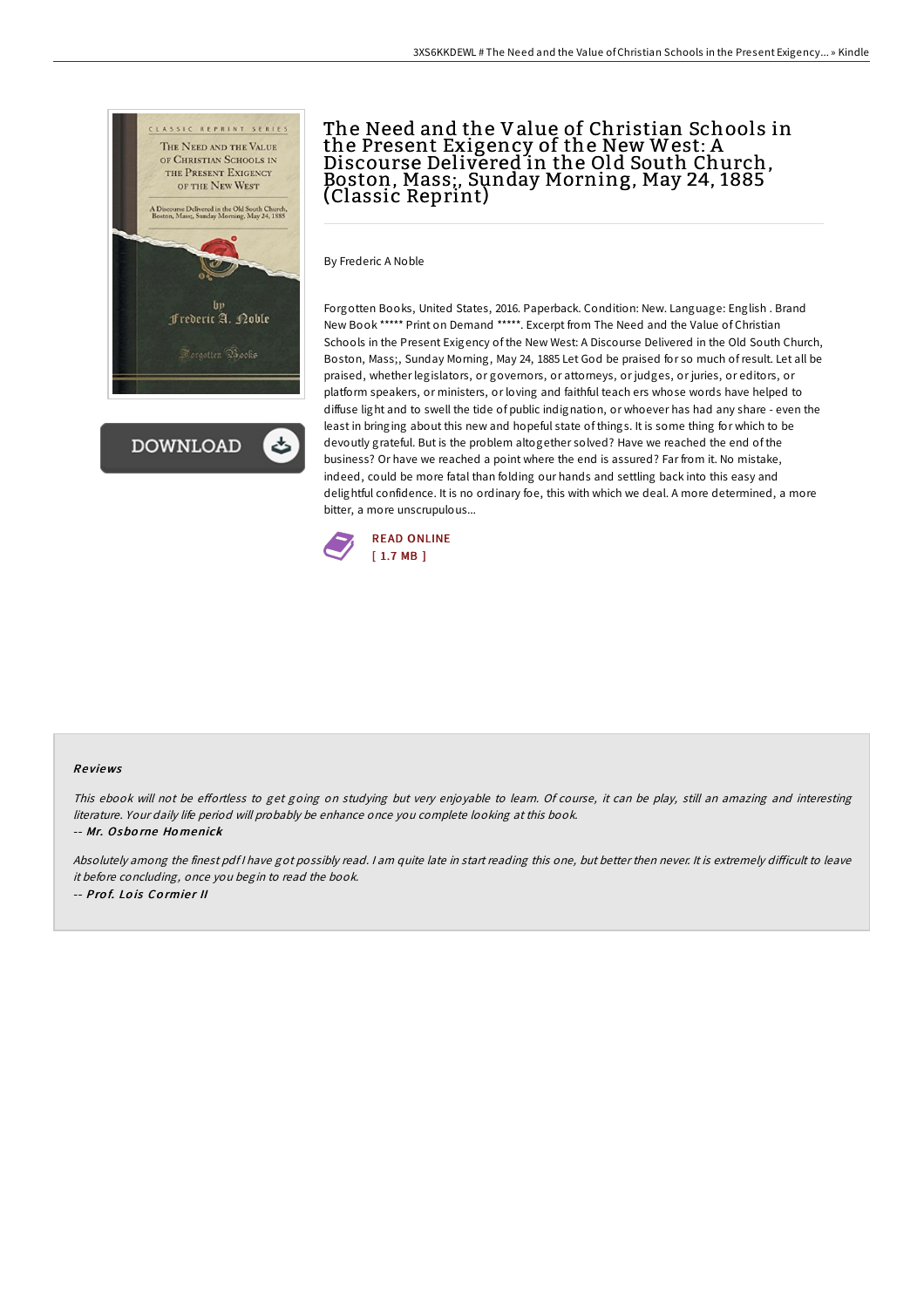# The Need and the Value of Christian Schools in the Present Exigency of the New West: A Discourse Delivered in the Old South Church, Boston, Mass;, Sunday Morning, May 24, 1885 (Classic Reprint)

By Frederic A Noble

Forgotten Books, United States, 2016. Paperback. Condition: New. Language: English . Brand New Book ***** Print on Demand *****. Excerpt from The Need and the Value of Christian Schools in the Present Exigency of the New West: A Discourse Delivered in the Old South Church, Boston, Mass;, Sunday Morning, May 24, 1885 Let God be praised for so much of result. Let all be praised, whether legislators, or governors, or attorneys, or judges, or juries, or editors, or platform speakers, or ministers, or loving and faithful teach ers whose words have helped to diffuse light and to swell the tide of public indignation, or whoever has had any share - even the least in bringing about this new and hopeful state of things. It is some thing for which to be devoutly grateful. But is the problem altogether solved? Have we reached the end of the business? Or have we reached a point where the end is assured? Far from it. No mistake, indeed, could be more fatal than folding our hands and settling back into this easy and delightful confidence. It is no ordinary foe, this with which we deal. A more determined, a more bitter, a more unscrupulous...

READ ONLINE
[ 1.7 MB ]

## Reviews

*This ebook will not be effortless to get going on studying but very enjoyable to learn. Of course, it can be play, still an amazing and interesting literature. Your daily life period will probably be enhance once you complete looking at this book.*

-- ***Mr. Osborne Homenick***

*Absolutely among the finest pdf I have got possibly read. I am quite late in start reading this one, but better then never. It is extremely difficult to leave it before concluding, once you begin to read the book.*

-- ***Prof. Lois Cormier II***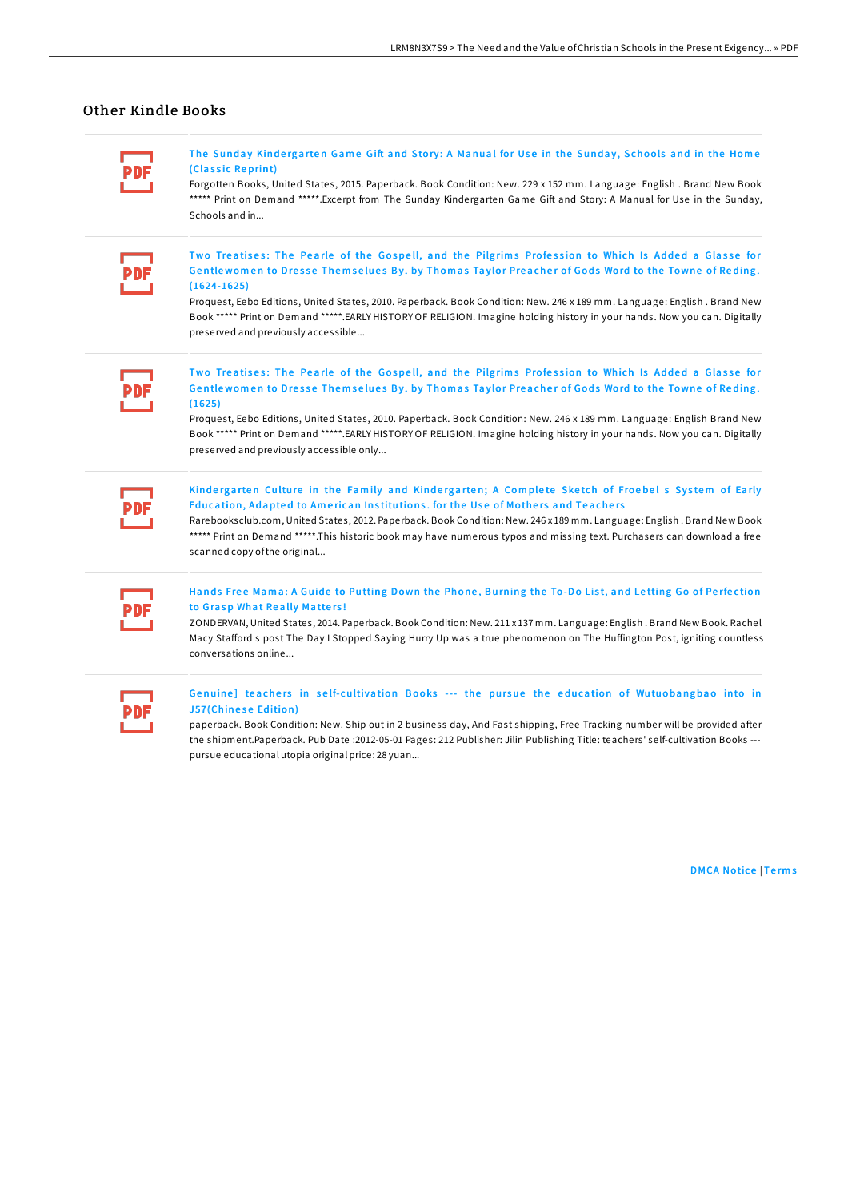## Other Kindle Books

**The Sunday Kindergarten Game Gift and Story: A Manual for Use in the Sunday, Schools and in the Home (Classic Reprint)**

Forgotten Books, United States, 2015. Paperback. Book Condition: New. 229 x 152 mm. Language: English . Brand New Book ***** Print on Demand *****.Excerpt from The Sunday Kindergarten Game Gift and Story: A Manual for Use in the Sunday, Schools and in...

**Two Treatises: The Pearle of the Gospell, and the Pilgrims Profession to Which Is Added a Glasse for Gentlewomen to Dresse Themselues By. by Thomas Taylor Preacher of Gods Word to the Towne of Reding. (1624-1625)**

Proquest, Eebo Editions, United States, 2010. Paperback. Book Condition: New. 246 x 189 mm. Language: English . Brand New Book ***** Print on Demand *****.EARLY HISTORY OF RELIGION. Imagine holding history in your hands. Now you can. Digitally preserved and previously accessible...

**Two Treatises: The Pearle of the Gospell, and the Pilgrims Profession to Which Is Added a Glasse for Gentlewomen to Dresse Themselues By. by Thomas Taylor Preacher of Gods Word to the Towne of Reding. (1625)**

Proquest, Eebo Editions, United States, 2010. Paperback. Book Condition: New. 246 x 189 mm. Language: English Brand New Book ***** Print on Demand *****.EARLY HISTORY OF RELIGION. Imagine holding history in your hands. Now you can. Digitally preserved and previously accessible only...

**Kindergarten Culture in the Family and Kindergarten; A Complete Sketch of Froebel s System of Early Education, Adapted to American Institutions. for the Use of Mothers and Teachers**

Rarebooksclub.com, United States, 2012. Paperback. Book Condition: New. 246 x 189 mm. Language: English . Brand New Book ***** Print on Demand *****.This historic book may have numerous typos and missing text. Purchasers can download a free scanned copy of the original...

**Hands Free Mama: A Guide to Putting Down the Phone, Burning the To-Do List, and Letting Go of Perfection to Grasp What Really Matters!**

ZONDERVAN, United States, 2014. Paperback. Book Condition: New. 211 x 137 mm. Language: English . Brand New Book. Rachel Macy Stafford s post The Day I Stopped Saying Hurry Up was a true phenomenon on The Huffington Post, igniting countless conversations online...

**Genuine] teachers in self-cultivation Books --- the pursue the education of Wutuobangbao into in J57(Chinese Edition)**

paperback. Book Condition: New. Ship out in 2 business day, And Fast shipping, Free Tracking number will be provided after the shipment.Paperback. Pub Date :2012-05-01 Pages: 212 Publisher: Jilin Publishing Title: teachers' self-cultivation Books --- pursue educational utopia original price: 28 yuan...